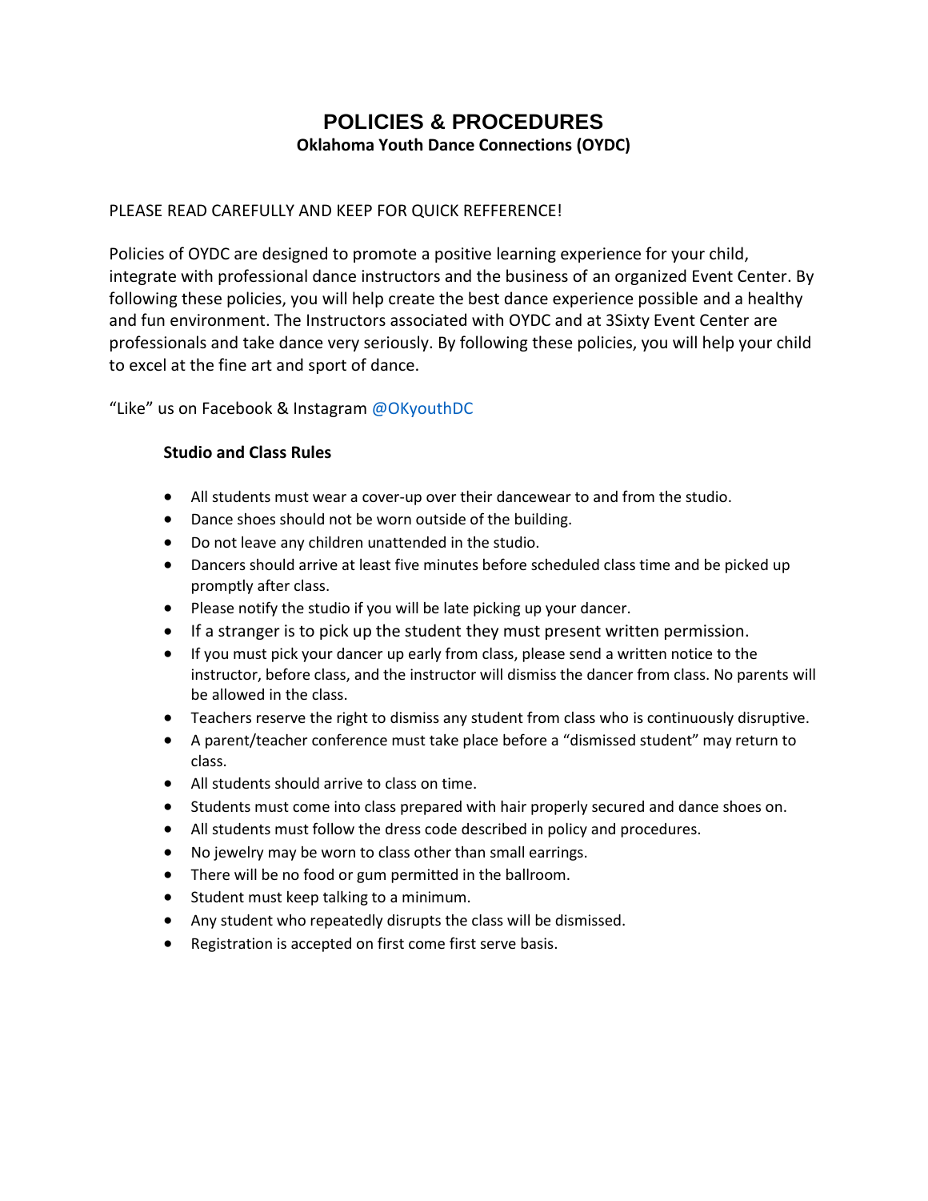# POLICIES & PROCEDURES

**Oklahoma Youth Dance Connections (OYDC)**

PLEASE READ CAREFULLY AND KEEP FOR QUICK REFFERENCE!

Policies of OYDC are designed to promote a positive learning experience for your child, integrate with professional dance instructors and the business of an organized Event Center. By following these policies, you will help create the best dance experience possible and a healthy and fun environment. The Instructors associated with OYDC and at 3Sixty Event Center are professionals and take dance very seriously. By following these policies, you will help your child to excel at the fine art and sport of dance.

"Like" us on Facebook & Instagram @OKyouthDC

### Studio and Class Rules

- All students must wear a cover-up over their dancewear to and from the studio.
- Dance shoes should not be worn outside of the building.
- Do not leave any children unattended in the studio.
- Dancers should arrive at least five minutes before scheduled class time and be picked up promptly after class.
- Please notify the studio if you will be late picking up your dancer.
- If a stranger is to pick up the student they must present written permission.
- If you must pick your dancer up early from class, please send a written notice to the instructor, before class, and the instructor will dismiss the dancer from class. No parents will be allowed in the class.
- Teachers reserve the right to dismiss any student from class who is continuously disruptive.
- A parent/teacher conference must take place before a "dismissed student" may return to class.
- All students should arrive to class on time.
- Students must come into class prepared with hair properly secured and dance shoes on.
- All students must follow the dress code described in policy and procedures.
- No jewelry may be worn to class other than small earrings.
- There will be no food or gum permitted in the ballroom.
- Student must keep talking to a minimum.
- Any student who repeatedly disrupts the class will be dismissed.
- Registration is accepted on first come first serve basis.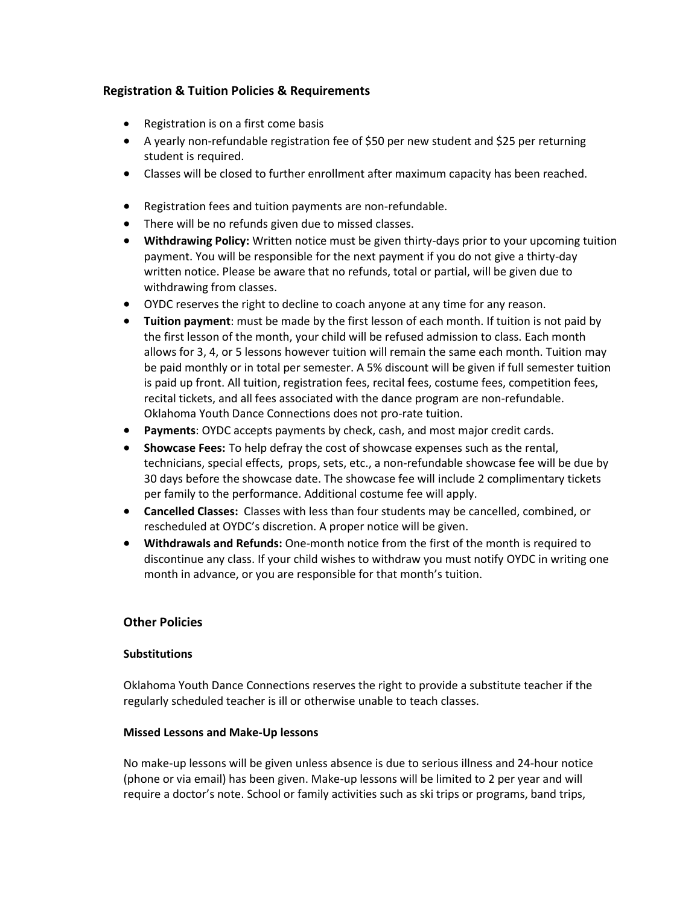## Registration & Tuition Policies & Requirements

- Registration is on a first come basis
- A yearly non-refundable registration fee of $50 per new student and $25 per returning student is required.
- Classes will be closed to further enrollment after maximum capacity has been reached.
- Registration fees and tuition payments are non-refundable.
- There will be no refunds given due to missed classes.
- **Withdrawing Policy:** Written notice must be given thirty-days prior to your upcoming tuition payment. You will be responsible for the next payment if you do not give a thirty-day written notice. Please be aware that no refunds, total or partial, will be given due to withdrawing from classes.
- OYDC reserves the right to decline to coach anyone at any time for any reason.
- **Tuition payment**: must be made by the first lesson of each month. If tuition is not paid by the first lesson of the month, your child will be refused admission to class. Each month allows for 3, 4, or 5 lessons however tuition will remain the same each month. Tuition may be paid monthly or in total per semester. A 5% discount will be given if full semester tuition is paid up front. All tuition, registration fees, recital fees, costume fees, competition fees, recital tickets, and all fees associated with the dance program are non-refundable. Oklahoma Youth Dance Connections does not pro-rate tuition.
- **Payments**: OYDC accepts payments by check, cash, and most major credit cards.
- **Showcase Fees:** To help defray the cost of showcase expenses such as the rental, technicians, special effects, props, sets, etc., a non-refundable showcase fee will be due by 30 days before the showcase date. The showcase fee will include 2 complimentary tickets per family to the performance. Additional costume fee will apply.
- **Cancelled Classes:** Classes with less than four students may be cancelled, combined, or rescheduled at OYDC's discretion. A proper notice will be given.
- **Withdrawals and Refunds:** One-month notice from the first of the month is required to discontinue any class. If your child wishes to withdraw you must notify OYDC in writing one month in advance, or you are responsible for that month's tuition.

## Other Policies

### Substitutions

Oklahoma Youth Dance Connections reserves the right to provide a substitute teacher if the regularly scheduled teacher is ill or otherwise unable to teach classes.

### Missed Lessons and Make-Up lessons

No make-up lessons will be given unless absence is due to serious illness and 24-hour notice (phone or via email) has been given. Make-up lessons will be limited to 2 per year and will require a doctor's note. School or family activities such as ski trips or programs, band trips,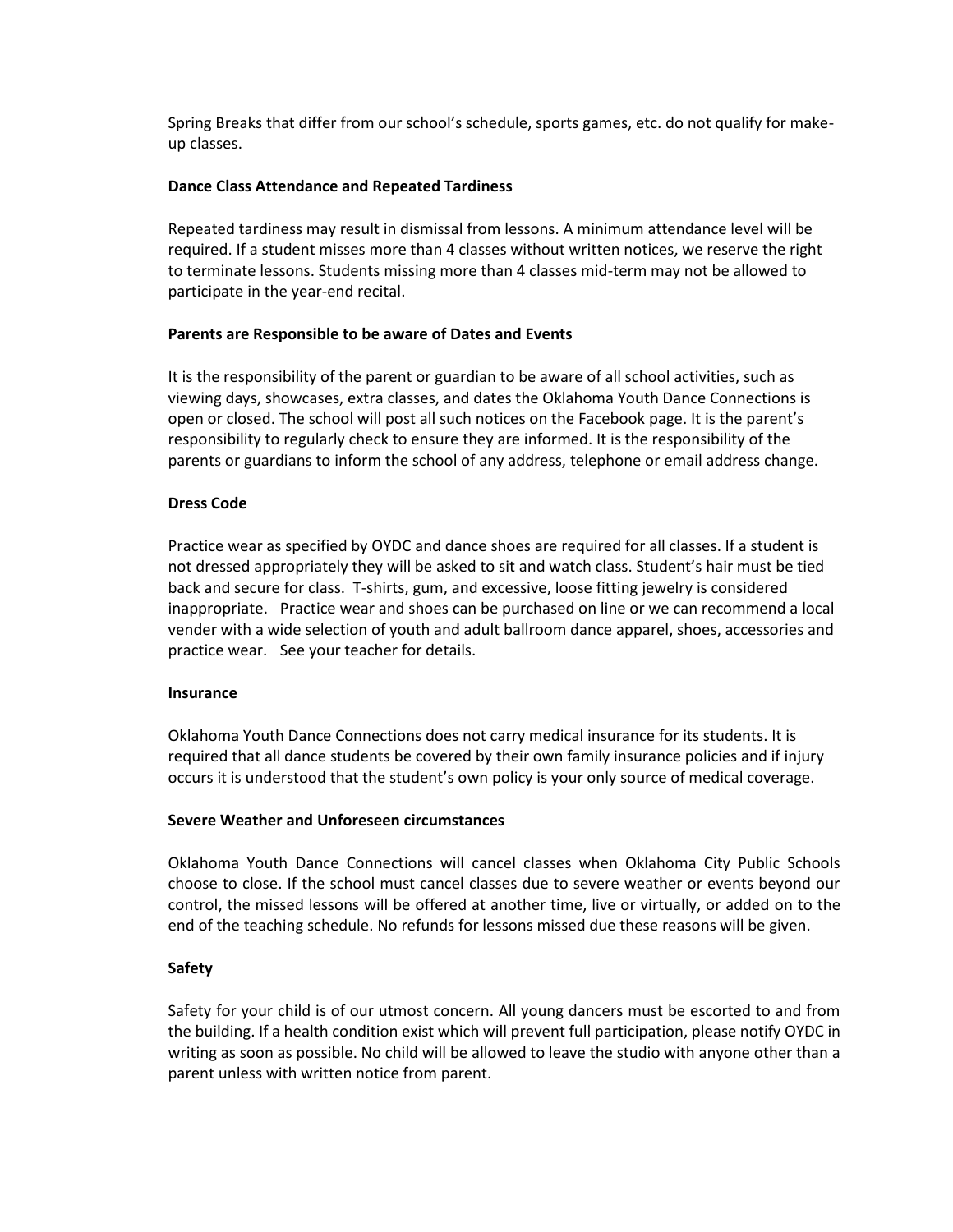Spring Breaks that differ from our school's schedule, sports games, etc. do not qualify for make-up classes.

**Dance Class Attendance and Repeated Tardiness**

Repeated tardiness may result in dismissal from lessons. A minimum attendance level will be required. If a student misses more than 4 classes without written notices, we reserve the right to terminate lessons. Students missing more than 4 classes mid-term may not be allowed to participate in the year-end recital.

**Parents are Responsible to be aware of Dates and Events**

It is the responsibility of the parent or guardian to be aware of all school activities, such as viewing days, showcases, extra classes, and dates the Oklahoma Youth Dance Connections is open or closed. The school will post all such notices on the Facebook page. It is the parent's responsibility to regularly check to ensure they are informed. It is the responsibility of the parents or guardians to inform the school of any address, telephone or email address change.

**Dress Code**

Practice wear as specified by OYDC and dance shoes are required for all classes. If a student is not dressed appropriately they will be asked to sit and watch class. Student's hair must be tied back and secure for class. T-shirts, gum, and excessive, loose fitting jewelry is considered inappropriate. Practice wear and shoes can be purchased on line or we can recommend a local vender with a wide selection of youth and adult ballroom dance apparel, shoes, accessories and practice wear. See your teacher for details.

**Insurance**

Oklahoma Youth Dance Connections does not carry medical insurance for its students. It is required that all dance students be covered by their own family insurance policies and if injury occurs it is understood that the student's own policy is your only source of medical coverage.

**Severe Weather and Unforeseen circumstances**

Oklahoma Youth Dance Connections will cancel classes when Oklahoma City Public Schools choose to close. If the school must cancel classes due to severe weather or events beyond our control, the missed lessons will be offered at another time, live or virtually, or added on to the end of the teaching schedule. No refunds for lessons missed due these reasons will be given.

**Safety**

Safety for your child is of our utmost concern. All young dancers must be escorted to and from the building. If a health condition exist which will prevent full participation, please notify OYDC in writing as soon as possible. No child will be allowed to leave the studio with anyone other than a parent unless with written notice from parent.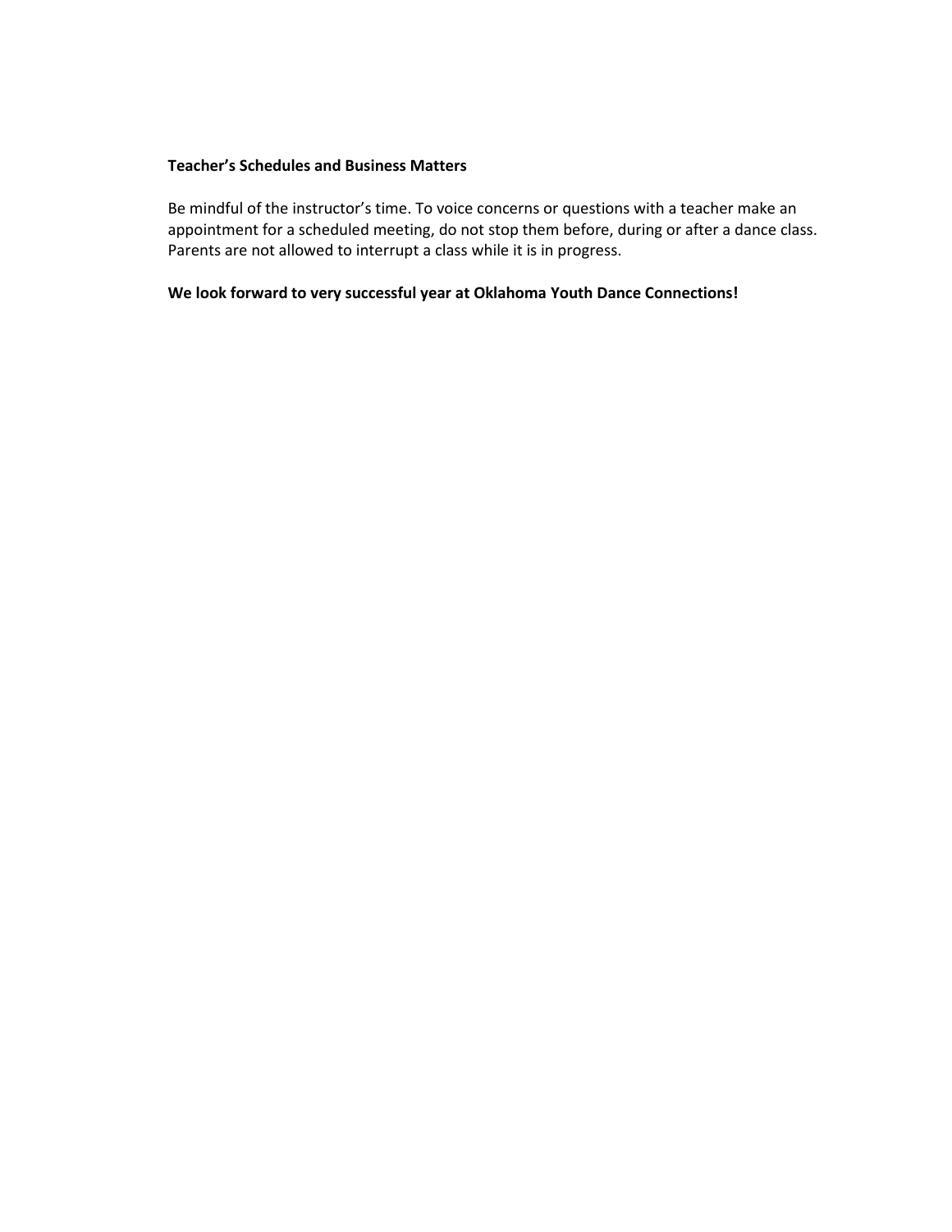**Teacher's Schedules and Business Matters**

Be mindful of the instructor's time. To voice concerns or questions with a teacher make an appointment for a scheduled meeting, do not stop them before, during or after a dance class. Parents are not allowed to interrupt a class while it is in progress.

**We look forward to very successful year at Oklahoma Youth Dance Connections!**